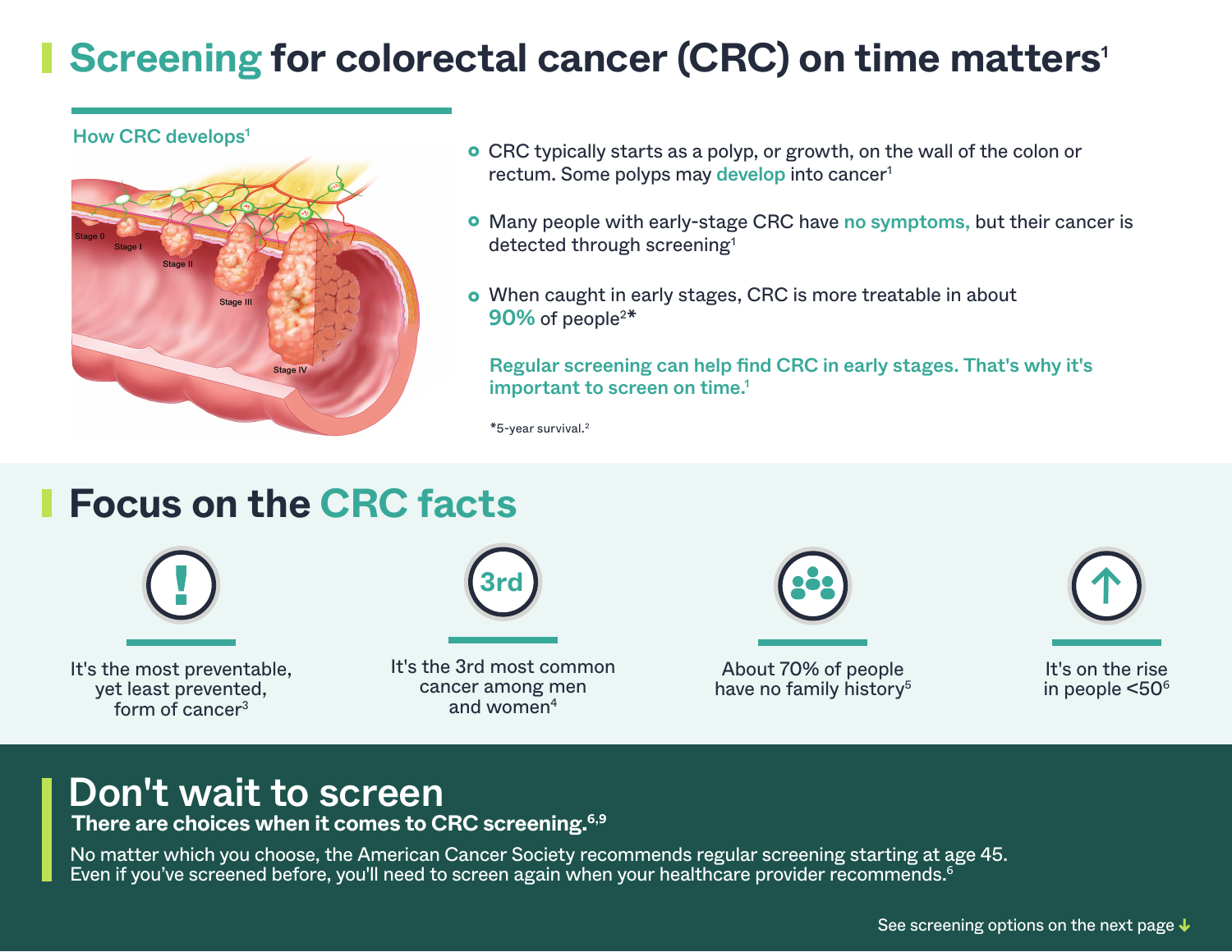# Screening for colorectal cancer (CRC) on time matters[1]

### How CRC develops[1]

Stage 0
Stage I
Stage II
Stage III
Stage IV

- CRC typically starts as a polyp, or growth, on the wall of the colon or rectum. Some polyps may **develop** into cancer[1]
- Many people with early-stage CRC have **no symptoms,** but their cancer is detected through screening[1]
- When caught in early stages, CRC is more treatable in about **90%** of people[2]*

**Regular screening can help find CRC in early stages. That's why it's important to screen on time.**[1]

*5-year survival.[2]

## Focus on the CRC facts

- It's the most preventable, yet least prevented, form of cancer[3]
- It's the 3rd most common cancer among men and women[4]
- About 70% of people have no family history[5]
- It's on the rise in people <50[6]

## Don't wait to screen

**There are choices when it comes to CRC screening.**[6,9]

No matter which you choose, the American Cancer Society recommends regular screening starting at age 45. Even if you've screened before, you'll need to screen again when your healthcare provider recommends.[6]

See screening options on the next page ↓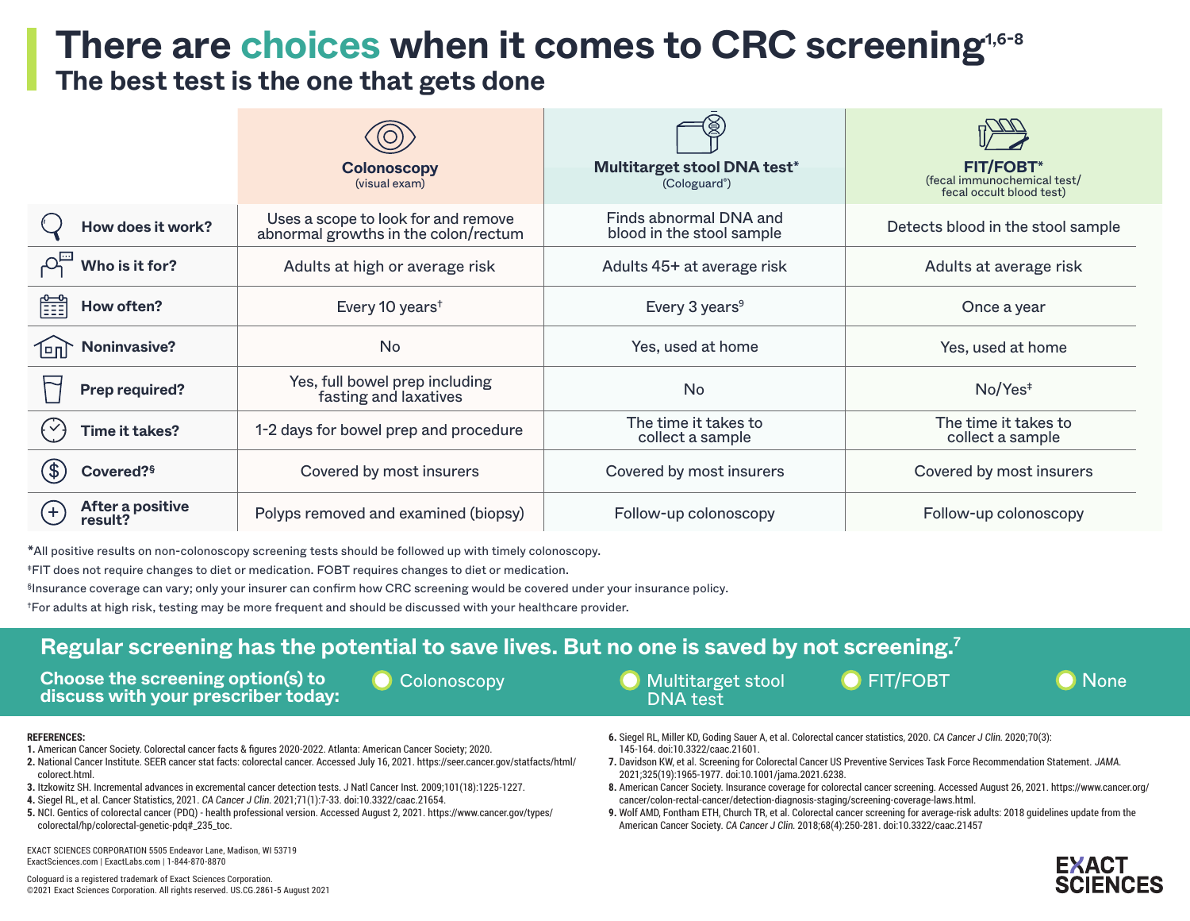# There are choices when it comes to CRC screening[1,6-8]

## The best test is the one that gets done

| | Colonoscopy (visual exam) | Multitarget stool DNA test* (Cologuard®) | FIT/FOBT* (fecal immunochemical test/ fecal occult blood test) |
|---|---|---|---|
| **How does it work?** | Uses a scope to look for and remove abnormal growths in the colon/rectum | Finds abnormal DNA and blood in the stool sample | Detects blood in the stool sample |
| **Who is it for?** | Adults at high or average risk | Adults 45+ at average risk | Adults at average risk |
| **How often?** | Every 10 years† | Every 3 years[9] | Once a year |
| **Noninvasive?** | No | Yes, used at home | Yes, used at home |
| **Prep required?** | Yes, full bowel prep including fasting and laxatives | No | No/Yes‡ |
| **Time it takes?** | 1-2 days for bowel prep and procedure | The time it takes to collect a sample | The time it takes to collect a sample |
| **Covered?§** | Covered by most insurers | Covered by most insurers | Covered by most insurers |
| **After a positive result?** | Polyps removed and examined (biopsy) | Follow-up colonoscopy | Follow-up colonoscopy |

*All positive results on non-colonoscopy screening tests should be followed up with timely colonoscopy.

‡FIT does not require changes to diet or medication. FOBT requires changes to diet or medication.

§Insurance coverage can vary; only your insurer can confirm how CRC screening would be covered under your insurance policy.

†For adults at high risk, testing may be more frequent and should be discussed with your healthcare provider.

**Regular screening has the potential to save lives. But no one is saved by not screening.[7]**

**Choose the screening option(s) to discuss with your prescriber today:**

- ○ Colonoscopy
- ○ Multitarget stool DNA test
- ○ FIT/FOBT
- ○ None

**REFERENCES:**

1. American Cancer Society. Colorectal cancer facts & figures 2020-2022. Atlanta: American Cancer Society; 2020.
2. National Cancer Institute. SEER cancer stat facts: colorectal cancer. Accessed July 16, 2021. https://seer.cancer.gov/statfacts/html/colorect.html.
3. Itzkowitz SH. Incremental advances in excremental cancer detection tests. J Natl Cancer Inst. 2009;101(18):1225-1227.
4. Siegel RL, et al. Cancer Statistics, 2021. *CA Cancer J Clin.* 2021;71(1):7-33. doi:10.3322/caac.21654.
5. NCI. Gentics of colorectal cancer (PDQ) - health professional version. Accessed August 2, 2021. https://www.cancer.gov/types/colorectal/hp/colorectal-genetic-pdq#_235_toc.
6. Siegel RL, Miller KD, Goding Sauer A, et al. Colorectal cancer statistics, 2020. *CA Cancer J Clin.* 2020;70(3): 145-164. doi:10.3322/caac.21601.
7. Davidson KW, et al. Screening for Colorectal Cancer US Preventive Services Task Force Recommendation Statement. *JAMA.* 2021;325(19):1965-1977. doi:10.1001/jama.2021.6238.
8. American Cancer Society. Insurance coverage for colorectal cancer screening. Accessed August 26, 2021. https://www.cancer.org/cancer/colon-rectal-cancer/detection-diagnosis-staging/screening-coverage-laws.html.
9. Wolf AMD, Fontham ETH, Church TR, et al. Colorectal cancer screening for average-risk adults: 2018 guidelines update from the American Cancer Society. *CA Cancer J Clin.* 2018;68(4):250-281. doi:10.3322/caac.21457

EXACT SCIENCES CORPORATION 5505 Endeavor Lane, Madison, WI 53719
ExactSciences.com | ExactLabs.com | 1-844-870-8870

Cologuard is a registered trademark of Exact Sciences Corporation.
©2021 Exact Sciences Corporation. All rights reserved. US.CG.2861-5 August 2021

EXACT SCIENCES